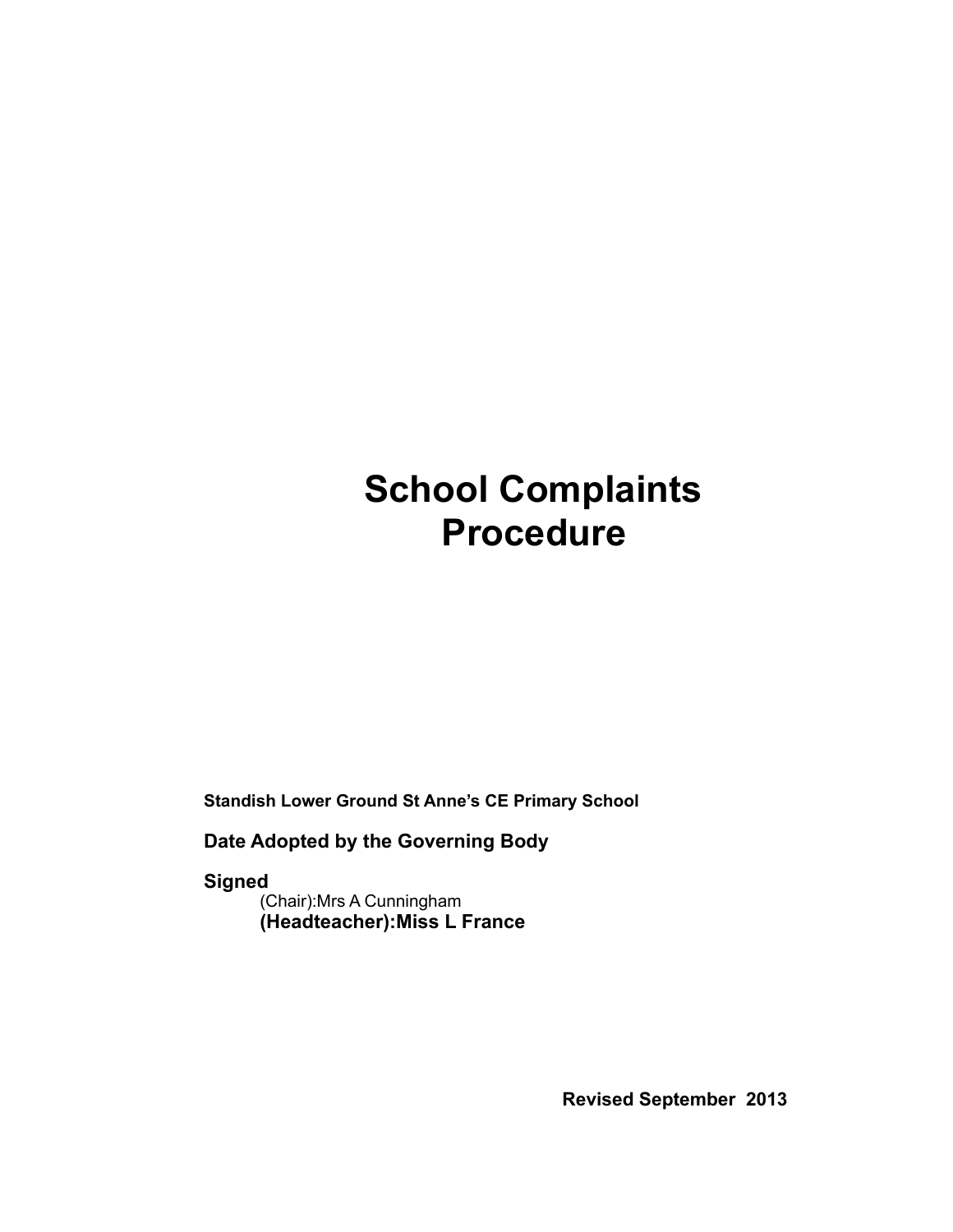# School Complaints Procedure

**Standish Lower Ground St Anne's CE Primary School**

**Date Adopted by the Governing Body**

**Signed**

(Chair):Mrs A Cunningham

**(Headteacher):Miss L France**

**Revised September 2013**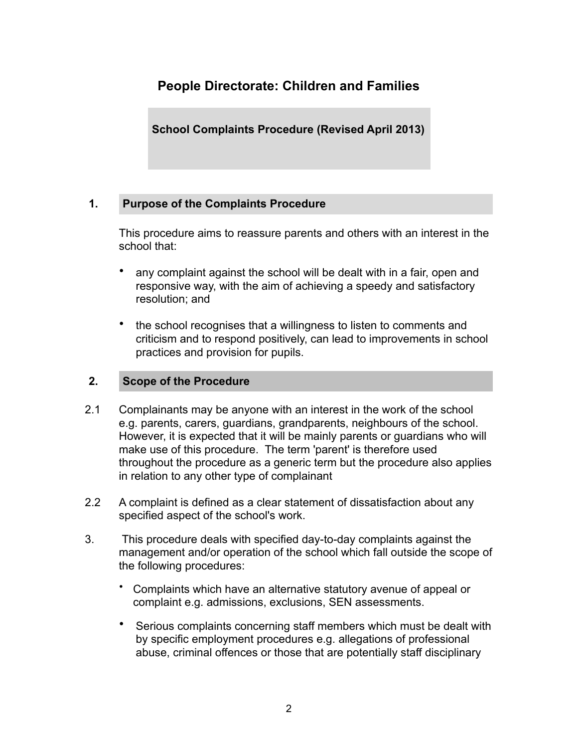# People Directorate: Children and Families

**School Complaints Procedure (Revised April 2013)**

## 1. Purpose of the Complaints Procedure

This procedure aims to reassure parents and others with an interest in the school that:

- any complaint against the school will be dealt with in a fair, open and responsive way, with the aim of achieving a speedy and satisfactory resolution; and
- the school recognises that a willingness to listen to comments and criticism and to respond positively, can lead to improvements in school practices and provision for pupils.

## 2. Scope of the Procedure

2.1 Complainants may be anyone with an interest in the work of the school e.g. parents, carers, guardians, grandparents, neighbours of the school. However, it is expected that it will be mainly parents or guardians who will make use of this procedure. The term 'parent' is therefore used throughout the procedure as a generic term but the procedure also applies in relation to any other type of complainant

2.2 A complaint is defined as a clear statement of dissatisfaction about any specified aspect of the school's work.

3. This procedure deals with specified day-to-day complaints against the management and/or operation of the school which fall outside the scope of the following procedures:

- Complaints which have an alternative statutory avenue of appeal or complaint e.g. admissions, exclusions, SEN assessments.
- Serious complaints concerning staff members which must be dealt with by specific employment procedures e.g. allegations of professional abuse, criminal offences or those that are potentially staff disciplinary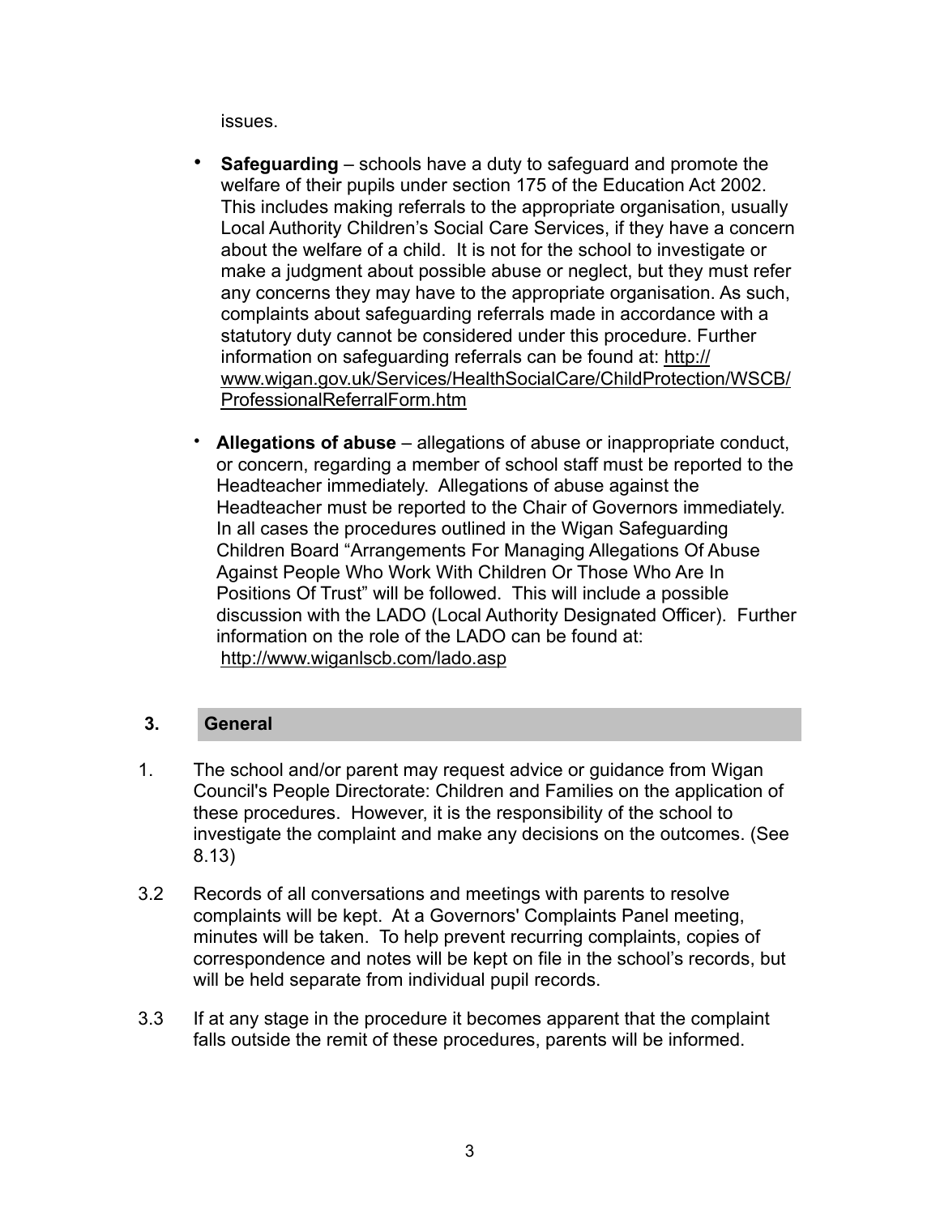issues.

- **Safeguarding** – schools have a duty to safeguard and promote the welfare of their pupils under section 175 of the Education Act 2002. This includes making referrals to the appropriate organisation, usually Local Authority Children's Social Care Services, if they have a concern about the welfare of a child. It is not for the school to investigate or make a judgment about possible abuse or neglect, but they must refer any concerns they may have to the appropriate organisation. As such, complaints about safeguarding referrals made in accordance with a statutory duty cannot be considered under this procedure. Further information on safeguarding referrals can be found at: http://www.wigan.gov.uk/Services/HealthSocialCare/ChildProtection/WSCB/ProfessionalReferralForm.htm

- **Allegations of abuse** – allegations of abuse or inappropriate conduct, or concern, regarding a member of school staff must be reported to the Headteacher immediately. Allegations of abuse against the Headteacher must be reported to the Chair of Governors immediately. In all cases the procedures outlined in the Wigan Safeguarding Children Board "Arrangements For Managing Allegations Of Abuse Against People Who Work With Children Or Those Who Are In Positions Of Trust" will be followed. This will include a possible discussion with the LADO (Local Authority Designated Officer). Further information on the role of the LADO can be found at: http://www.wiganlscb.com/lado.asp

## 3. General

1. The school and/or parent may request advice or guidance from Wigan Council's People Directorate: Children and Families on the application of these procedures. However, it is the responsibility of the school to investigate the complaint and make any decisions on the outcomes. (See 8.13)

3.2 Records of all conversations and meetings with parents to resolve complaints will be kept. At a Governors' Complaints Panel meeting, minutes will be taken. To help prevent recurring complaints, copies of correspondence and notes will be kept on file in the school's records, but will be held separate from individual pupil records.

3.3 If at any stage in the procedure it becomes apparent that the complaint falls outside the remit of these procedures, parents will be informed.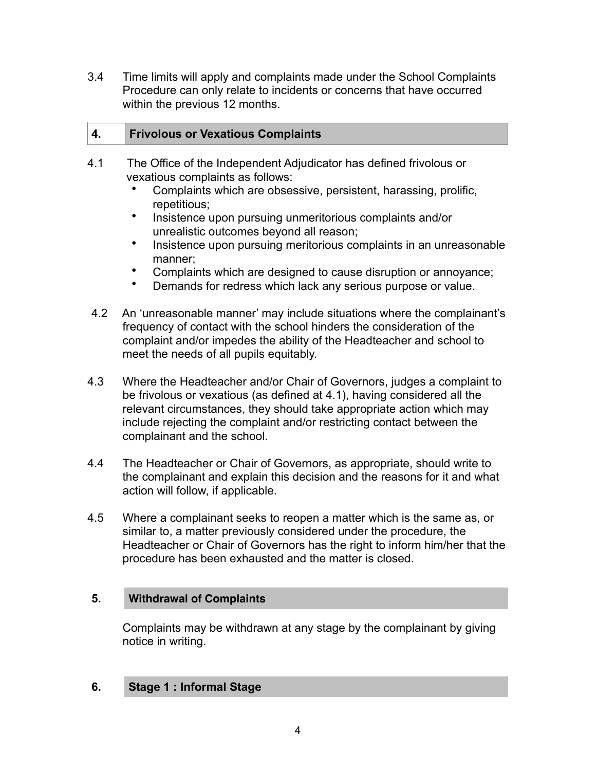3.4 Time limits will apply and complaints made under the School Complaints Procedure can only relate to incidents or concerns that have occurred within the previous 12 months.

## 4. Frivolous or Vexatious Complaints

4.1 The Office of the Independent Adjudicator has defined frivolous or vexatious complaints as follows:

- Complaints which are obsessive, persistent, harassing, prolific, repetitious;
- Insistence upon pursuing unmeritorious complaints and/or unrealistic outcomes beyond all reason;
- Insistence upon pursuing meritorious complaints in an unreasonable manner;
- Complaints which are designed to cause disruption or annoyance;
- Demands for redress which lack any serious purpose or value.

4.2 An 'unreasonable manner' may include situations where the complainant's frequency of contact with the school hinders the consideration of the complaint and/or impedes the ability of the Headteacher and school to meet the needs of all pupils equitably.

4.3 Where the Headteacher and/or Chair of Governors, judges a complaint to be frivolous or vexatious (as defined at 4.1), having considered all the relevant circumstances, they should take appropriate action which may include rejecting the complaint and/or restricting contact between the complainant and the school.

4.4 The Headteacher or Chair of Governors, as appropriate, should write to the complainant and explain this decision and the reasons for it and what action will follow, if applicable.

4.5 Where a complainant seeks to reopen a matter which is the same as, or similar to, a matter previously considered under the procedure, the Headteacher or Chair of Governors has the right to inform him/her that the procedure has been exhausted and the matter is closed.

## 5. Withdrawal of Complaints

Complaints may be withdrawn at any stage by the complainant by giving notice in writing.

## 6. Stage 1 : Informal Stage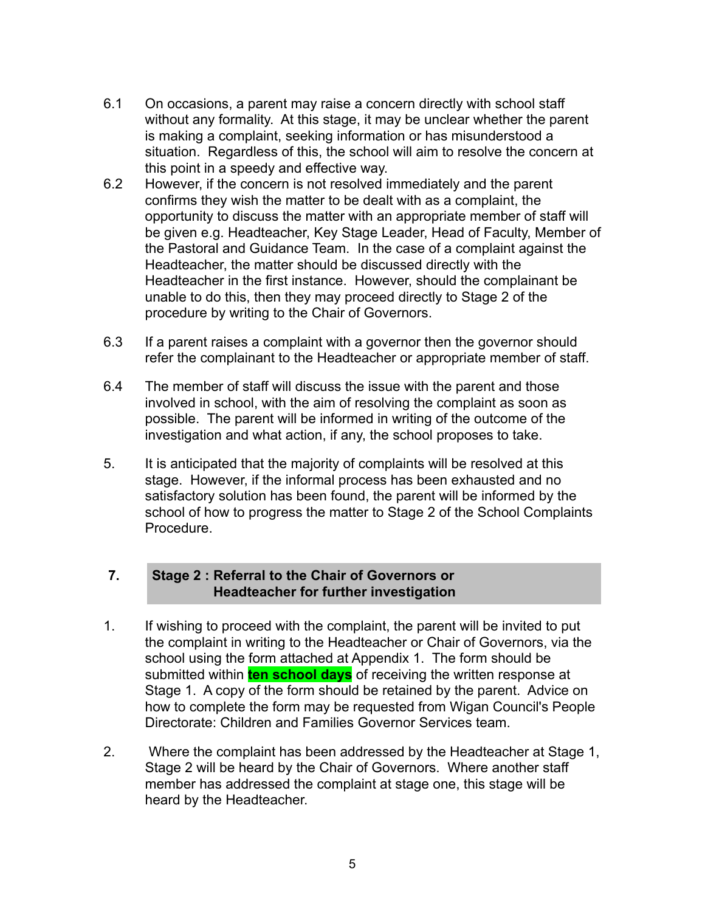6.1 On occasions, a parent may raise a concern directly with school staff without any formality. At this stage, it may be unclear whether the parent is making a complaint, seeking information or has misunderstood a situation. Regardless of this, the school will aim to resolve the concern at this point in a speedy and effective way.

6.2 However, if the concern is not resolved immediately and the parent confirms they wish the matter to be dealt with as a complaint, the opportunity to discuss the matter with an appropriate member of staff will be given e.g. Headteacher, Key Stage Leader, Head of Faculty, Member of the Pastoral and Guidance Team. In the case of a complaint against the Headteacher, the matter should be discussed directly with the Headteacher in the first instance. However, should the complainant be unable to do this, then they may proceed directly to Stage 2 of the procedure by writing to the Chair of Governors.

6.3 If a parent raises a complaint with a governor then the governor should refer the complainant to the Headteacher or appropriate member of staff.

6.4 The member of staff will discuss the issue with the parent and those involved in school, with the aim of resolving the complaint as soon as possible. The parent will be informed in writing of the outcome of the investigation and what action, if any, the school proposes to take.

5. It is anticipated that the majority of complaints will be resolved at this stage. However, if the informal process has been exhausted and no satisfactory solution has been found, the parent will be informed by the school of how to progress the matter to Stage 2 of the School Complaints Procedure.

## 7. Stage 2 : Referral to the Chair of Governors or Headteacher for further investigation

1. If wishing to proceed with the complaint, the parent will be invited to put the complaint in writing to the Headteacher or Chair of Governors, via the school using the form attached at Appendix 1. The form should be submitted within **ten school days** of receiving the written response at Stage 1. A copy of the form should be retained by the parent. Advice on how to complete the form may be requested from Wigan Council's People Directorate: Children and Families Governor Services team.

2. Where the complaint has been addressed by the Headteacher at Stage 1, Stage 2 will be heard by the Chair of Governors. Where another staff member has addressed the complaint at stage one, this stage will be heard by the Headteacher.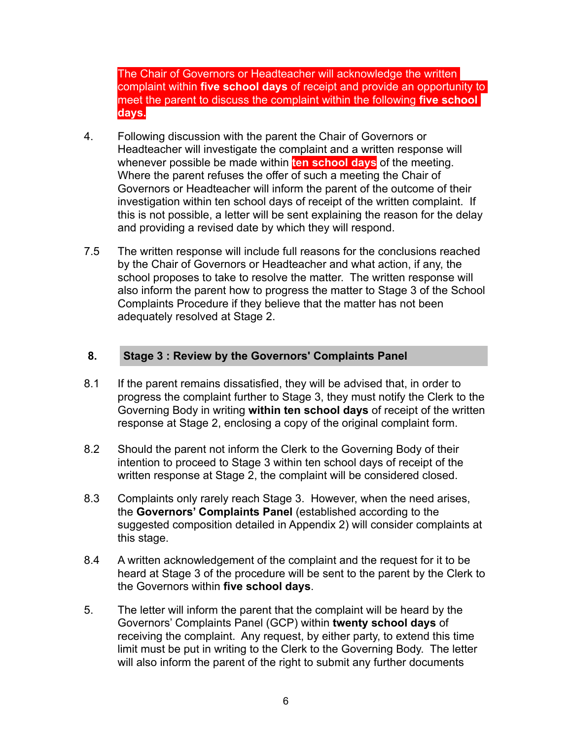The Chair of Governors or Headteacher will acknowledge the written complaint within **five school days** of receipt and provide an opportunity to meet the parent to discuss the complaint within the following **five school days.**

4. Following discussion with the parent the Chair of Governors or Headteacher will investigate the complaint and a written response will whenever possible be made within **ten school days** of the meeting. Where the parent refuses the offer of such a meeting the Chair of Governors or Headteacher will inform the parent of the outcome of their investigation within ten school days of receipt of the written complaint. If this is not possible, a letter will be sent explaining the reason for the delay and providing a revised date by which they will respond.

7.5 The written response will include full reasons for the conclusions reached by the Chair of Governors or Headteacher and what action, if any, the school proposes to take to resolve the matter. The written response will also inform the parent how to progress the matter to Stage 3 of the School Complaints Procedure if they believe that the matter has not been adequately resolved at Stage 2.

## 8. Stage 3 : Review by the Governors' Complaints Panel

8.1 If the parent remains dissatisfied, they will be advised that, in order to progress the complaint further to Stage 3, they must notify the Clerk to the Governing Body in writing **within ten school days** of receipt of the written response at Stage 2, enclosing a copy of the original complaint form.

8.2 Should the parent not inform the Clerk to the Governing Body of their intention to proceed to Stage 3 within ten school days of receipt of the written response at Stage 2, the complaint will be considered closed.

8.3 Complaints only rarely reach Stage 3. However, when the need arises, the **Governors' Complaints Panel** (established according to the suggested composition detailed in Appendix 2) will consider complaints at this stage.

8.4 A written acknowledgement of the complaint and the request for it to be heard at Stage 3 of the procedure will be sent to the parent by the Clerk to the Governors within **five school days**.

5. The letter will inform the parent that the complaint will be heard by the Governors' Complaints Panel (GCP) within **twenty school days** of receiving the complaint. Any request, by either party, to extend this time limit must be put in writing to the Clerk to the Governing Body. The letter will also inform the parent of the right to submit any further documents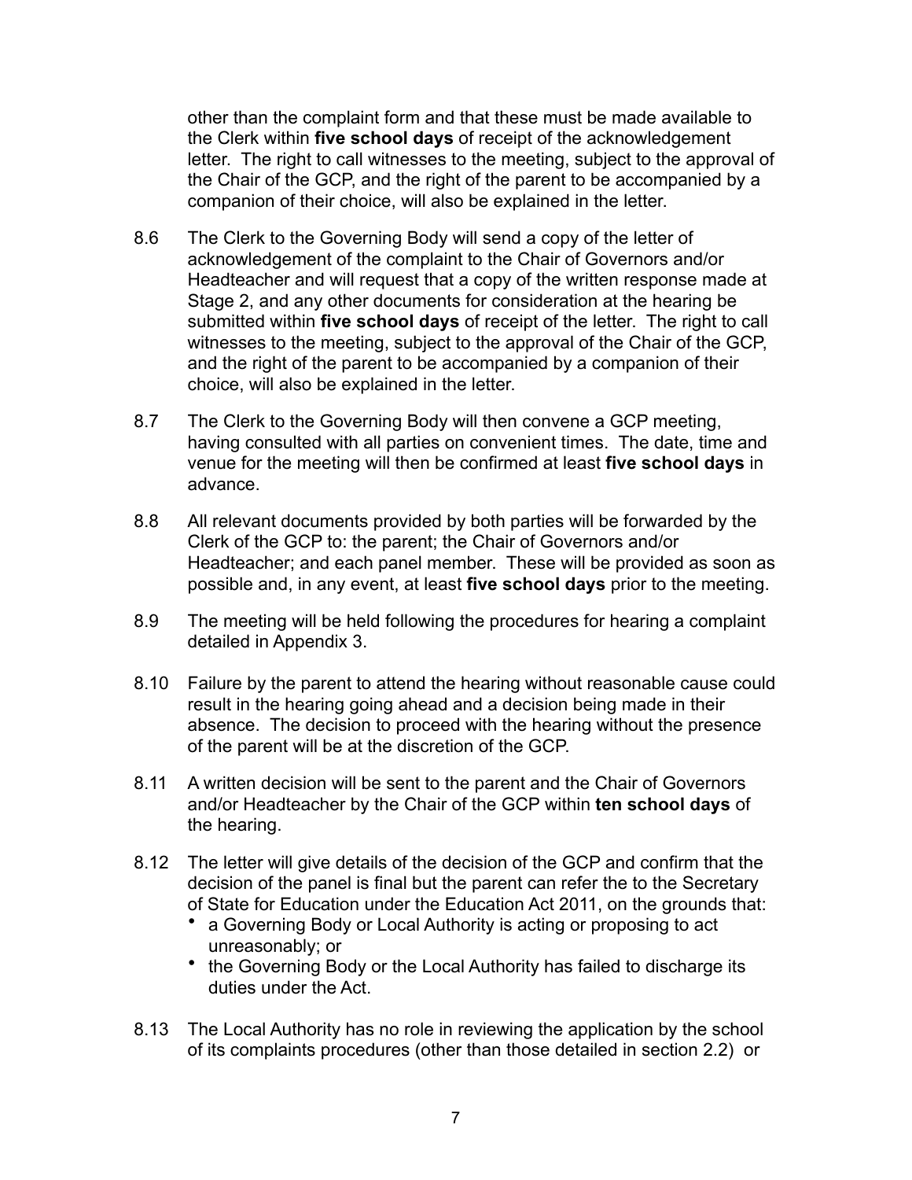other than the complaint form and that these must be made available to the Clerk within **five school days** of receipt of the acknowledgement letter. The right to call witnesses to the meeting, subject to the approval of the Chair of the GCP, and the right of the parent to be accompanied by a companion of their choice, will also be explained in the letter.

8.6 The Clerk to the Governing Body will send a copy of the letter of acknowledgement of the complaint to the Chair of Governors and/or Headteacher and will request that a copy of the written response made at Stage 2, and any other documents for consideration at the hearing be submitted within **five school days** of receipt of the letter. The right to call witnesses to the meeting, subject to the approval of the Chair of the GCP, and the right of the parent to be accompanied by a companion of their choice, will also be explained in the letter.

8.7 The Clerk to the Governing Body will then convene a GCP meeting, having consulted with all parties on convenient times. The date, time and venue for the meeting will then be confirmed at least **five school days** in advance.

8.8 All relevant documents provided by both parties will be forwarded by the Clerk of the GCP to: the parent; the Chair of Governors and/or Headteacher; and each panel member. These will be provided as soon as possible and, in any event, at least **five school days** prior to the meeting.

8.9 The meeting will be held following the procedures for hearing a complaint detailed in Appendix 3.

8.10 Failure by the parent to attend the hearing without reasonable cause could result in the hearing going ahead and a decision being made in their absence. The decision to proceed with the hearing without the presence of the parent will be at the discretion of the GCP.

8.11 A written decision will be sent to the parent and the Chair of Governors and/or Headteacher by the Chair of the GCP within **ten school days** of the hearing.

8.12 The letter will give details of the decision of the GCP and confirm that the decision of the panel is final but the parent can refer the to the Secretary of State for Education under the Education Act 2011, on the grounds that:

- a Governing Body or Local Authority is acting or proposing to act unreasonably; or
- the Governing Body or the Local Authority has failed to discharge its duties under the Act.

8.13 The Local Authority has no role in reviewing the application by the school of its complaints procedures (other than those detailed in section 2.2) or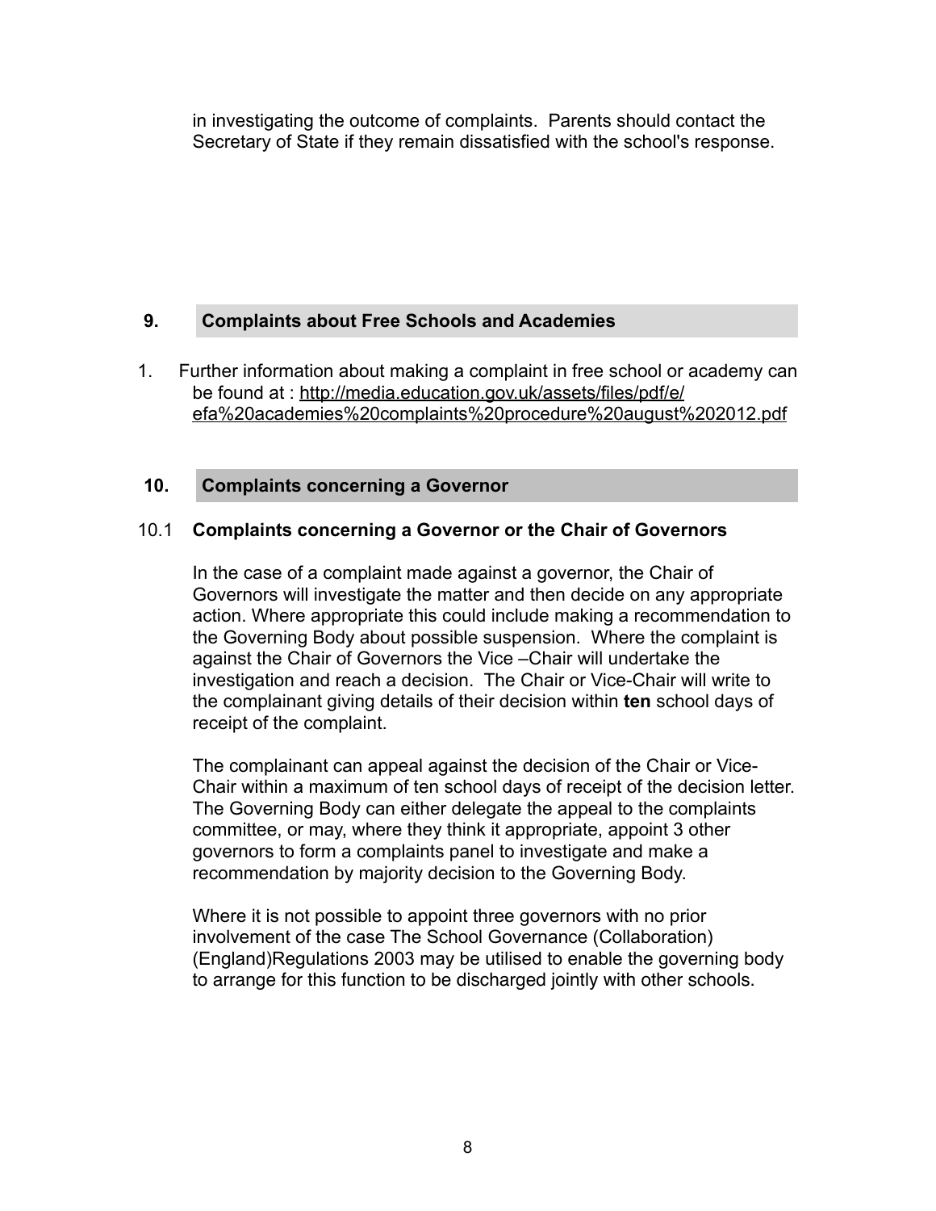in investigating the outcome of complaints. Parents should contact the Secretary of State if they remain dissatisfied with the school's response.

## 9. Complaints about Free Schools and Academies

1. Further information about making a complaint in free school or academy can be found at : http://media.education.gov.uk/assets/files/pdf/e/efa%20academies%20complaints%20procedure%20august%202012.pdf

## 10. Complaints concerning a Governor

### 10.1 Complaints concerning a Governor or the Chair of Governors

In the case of a complaint made against a governor, the Chair of Governors will investigate the matter and then decide on any appropriate action. Where appropriate this could include making a recommendation to the Governing Body about possible suspension. Where the complaint is against the Chair of Governors the Vice –Chair will undertake the investigation and reach a decision. The Chair or Vice-Chair will write to the complainant giving details of their decision within **ten** school days of receipt of the complaint.

The complainant can appeal against the decision of the Chair or Vice-Chair within a maximum of ten school days of receipt of the decision letter. The Governing Body can either delegate the appeal to the complaints committee, or may, where they think it appropriate, appoint 3 other governors to form a complaints panel to investigate and make a recommendation by majority decision to the Governing Body.

Where it is not possible to appoint three governors with no prior involvement of the case The School Governance (Collaboration) (England)Regulations 2003 may be utilised to enable the governing body to arrange for this function to be discharged jointly with other schools.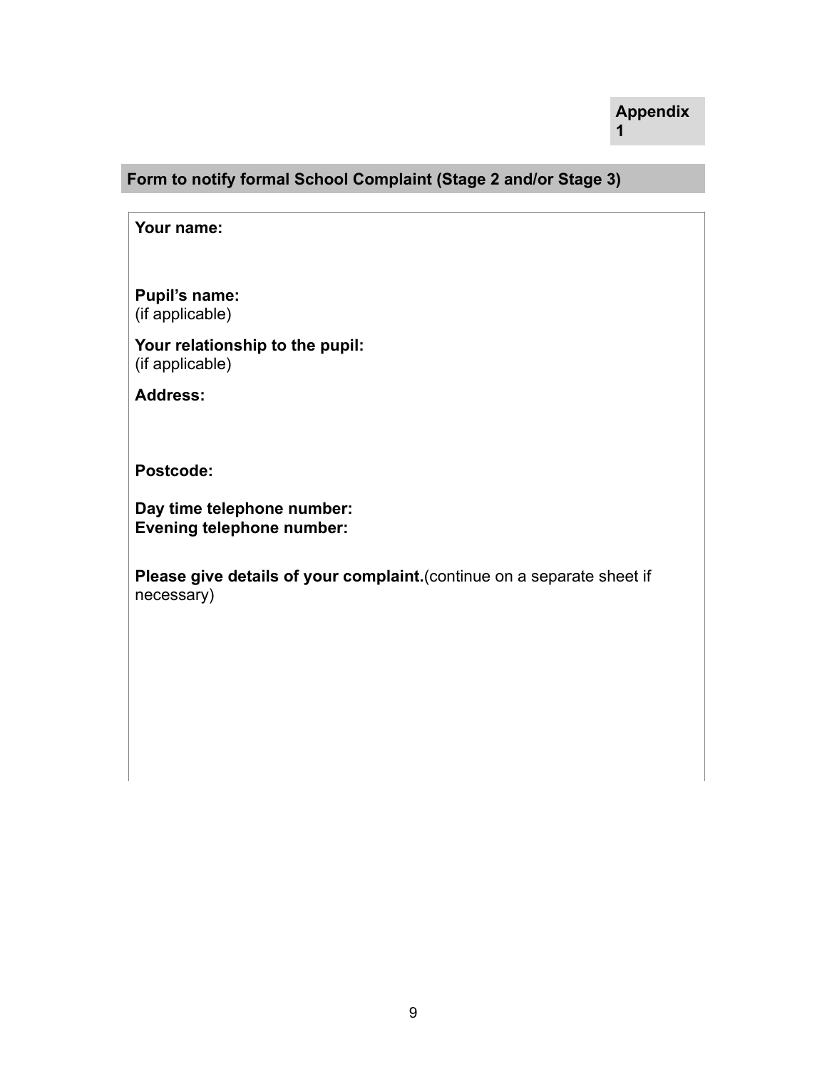**Appendix 1**

## Form to notify formal School Complaint (Stage 2 and/or Stage 3)

**Your name:**

**Pupil's name:**
(if applicable)

**Your relationship to the pupil:**
(if applicable)

**Address:**

**Postcode:**

**Day time telephone number:**
**Evening telephone number:**

**Please give details of your complaint.**(continue on a separate sheet if necessary)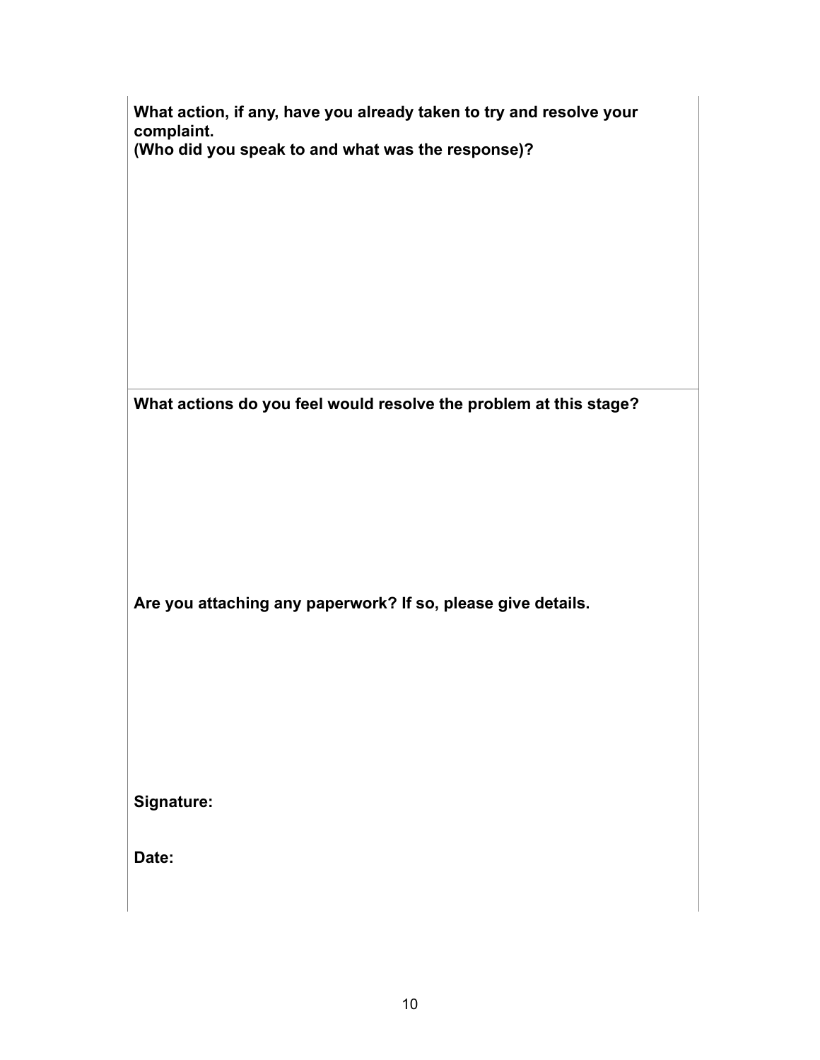**What action, if any, have you already taken to try and resolve your complaint.**
**(Who did you speak to and what was the response)?**

**What actions do you feel would resolve the problem at this stage?**

**Are you attaching any paperwork? If so, please give details.**

**Signature:**

**Date:**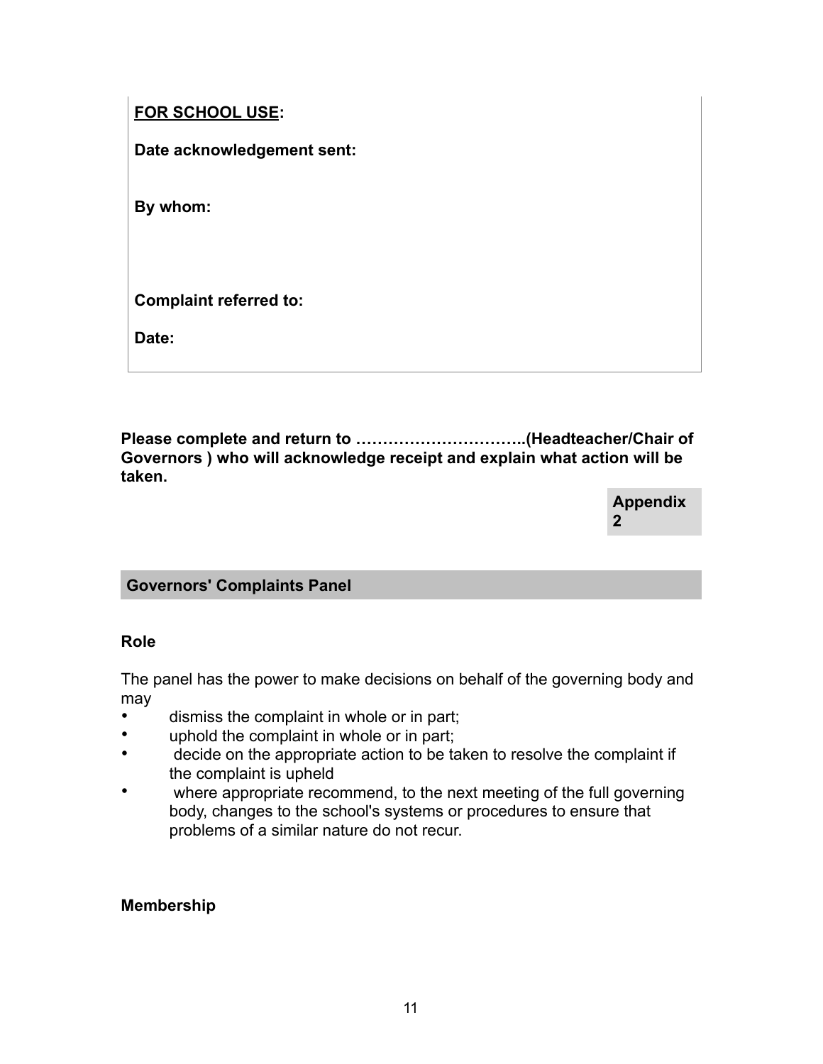**FOR SCHOOL USE:**

**Date acknowledgement sent:**

**By whom:**

**Complaint referred to:**

**Date:**

**Please complete and return to …………………………..(Headteacher/Chair of Governors ) who will acknowledge receipt and explain what action will be taken.**

**Appendix 2**

## Governors' Complaints Panel

### Role

The panel has the power to make decisions on behalf of the governing body and may

- dismiss the complaint in whole or in part;
- uphold the complaint in whole or in part;
- decide on the appropriate action to be taken to resolve the complaint if the complaint is upheld
- where appropriate recommend, to the next meeting of the full governing body, changes to the school's systems or procedures to ensure that problems of a similar nature do not recur.

### Membership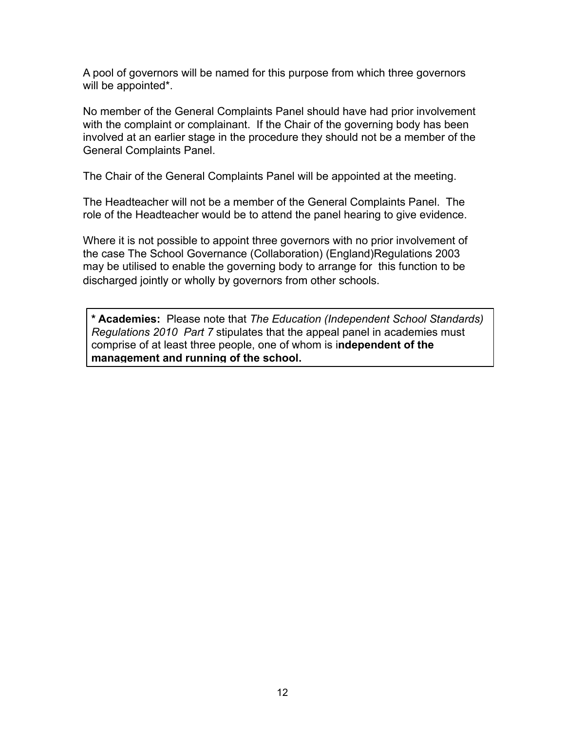A pool of governors will be named for this purpose from which three governors will be appointed*.

No member of the General Complaints Panel should have had prior involvement with the complaint or complainant. If the Chair of the governing body has been involved at an earlier stage in the procedure they should not be a member of the General Complaints Panel.

The Chair of the General Complaints Panel will be appointed at the meeting.

The Headteacher will not be a member of the General Complaints Panel. The role of the Headteacher would be to attend the panel hearing to give evidence.

Where it is not possible to appoint three governors with no prior involvement of the case The School Governance (Collaboration) (England)Regulations 2003 may be utilised to enable the governing body to arrange for this function to be discharged jointly or wholly by governors from other schools.

**\* Academies:** Please note that *The Education (Independent School Standards) Regulations 2010 Part 7* stipulates that the appeal panel in academies must comprise of at least three people, one of whom is i**ndependent of the management and running of the school.**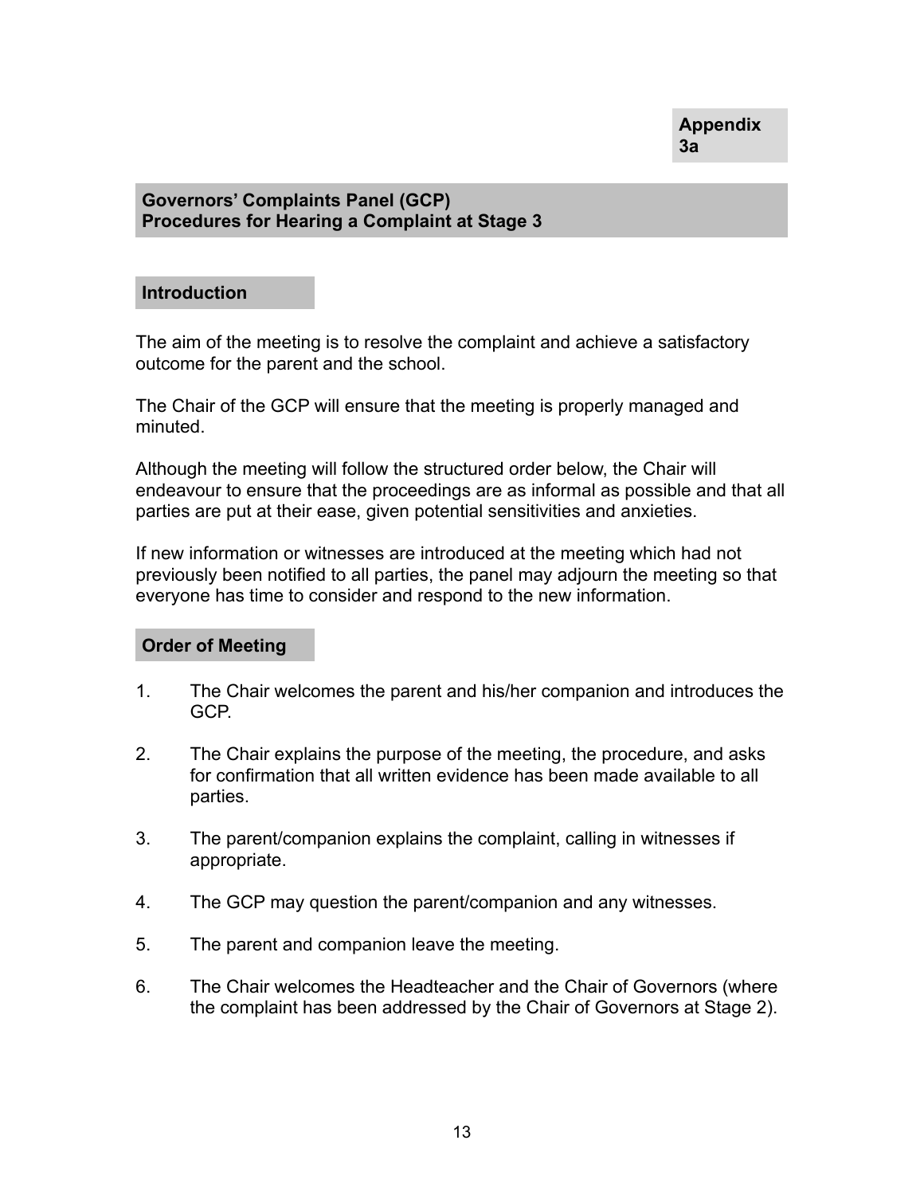**Appendix 3a**

## Governors' Complaints Panel (GCP)
## Procedures for Hearing a Complaint at Stage 3

### Introduction

The aim of the meeting is to resolve the complaint and achieve a satisfactory outcome for the parent and the school.

The Chair of the GCP will ensure that the meeting is properly managed and minuted.

Although the meeting will follow the structured order below, the Chair will endeavour to ensure that the proceedings are as informal as possible and that all parties are put at their ease, given potential sensitivities and anxieties.

If new information or witnesses are introduced at the meeting which had not previously been notified to all parties, the panel may adjourn the meeting so that everyone has time to consider and respond to the new information.

### Order of Meeting

1. The Chair welcomes the parent and his/her companion and introduces the GCP.
2. The Chair explains the purpose of the meeting, the procedure, and asks for confirmation that all written evidence has been made available to all parties.
3. The parent/companion explains the complaint, calling in witnesses if appropriate.
4. The GCP may question the parent/companion and any witnesses.
5. The parent and companion leave the meeting.
6. The Chair welcomes the Headteacher and the Chair of Governors (where the complaint has been addressed by the Chair of Governors at Stage 2).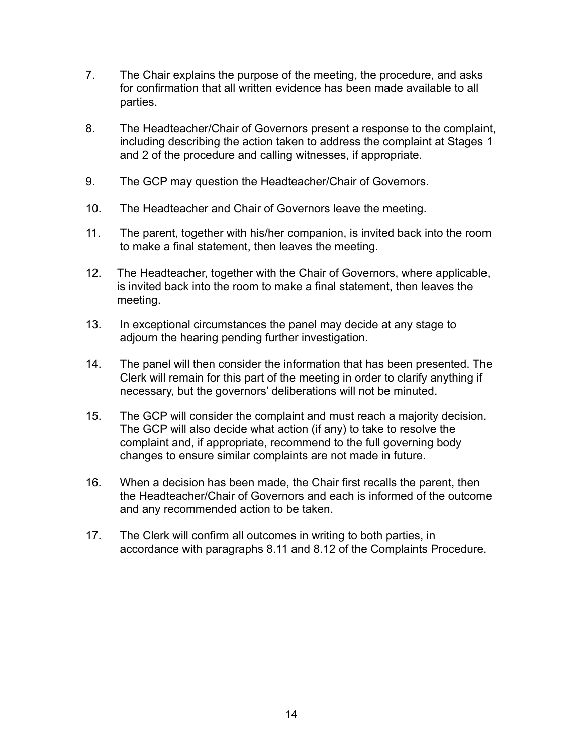7. The Chair explains the purpose of the meeting, the procedure, and asks for confirmation that all written evidence has been made available to all parties.

8. The Headteacher/Chair of Governors present a response to the complaint, including describing the action taken to address the complaint at Stages 1 and 2 of the procedure and calling witnesses, if appropriate.

9. The GCP may question the Headteacher/Chair of Governors.

10. The Headteacher and Chair of Governors leave the meeting.

11. The parent, together with his/her companion, is invited back into the room to make a final statement, then leaves the meeting.

12. The Headteacher, together with the Chair of Governors, where applicable, is invited back into the room to make a final statement, then leaves the meeting.

13. In exceptional circumstances the panel may decide at any stage to adjourn the hearing pending further investigation.

14. The panel will then consider the information that has been presented. The Clerk will remain for this part of the meeting in order to clarify anything if necessary, but the governors' deliberations will not be minuted.

15. The GCP will consider the complaint and must reach a majority decision. The GCP will also decide what action (if any) to take to resolve the complaint and, if appropriate, recommend to the full governing body changes to ensure similar complaints are not made in future.

16. When a decision has been made, the Chair first recalls the parent, then the Headteacher/Chair of Governors and each is informed of the outcome and any recommended action to be taken.

17. The Clerk will confirm all outcomes in writing to both parties, in accordance with paragraphs 8.11 and 8.12 of the Complaints Procedure.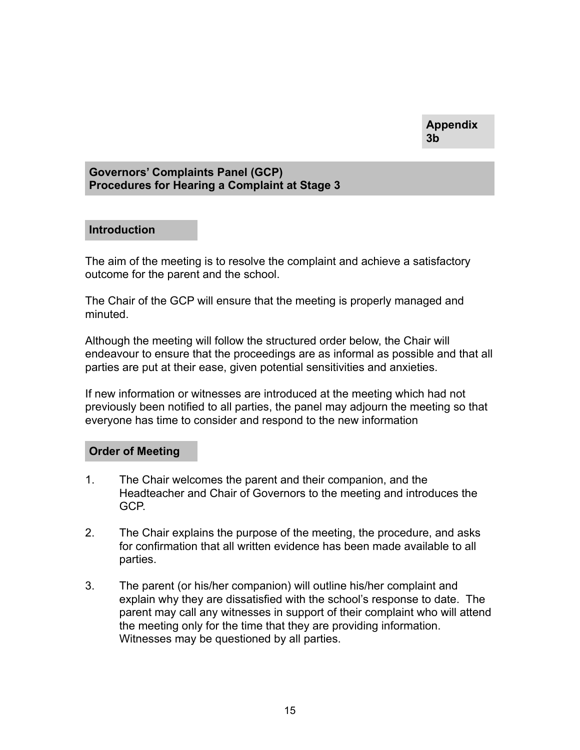**Appendix 3b**

## Governors' Complaints Panel (GCP)
## Procedures for Hearing a Complaint at Stage 3

### Introduction

The aim of the meeting is to resolve the complaint and achieve a satisfactory outcome for the parent and the school.

The Chair of the GCP will ensure that the meeting is properly managed and minuted.

Although the meeting will follow the structured order below, the Chair will endeavour to ensure that the proceedings are as informal as possible and that all parties are put at their ease, given potential sensitivities and anxieties.

If new information or witnesses are introduced at the meeting which had not previously been notified to all parties, the panel may adjourn the meeting so that everyone has time to consider and respond to the new information

### Order of Meeting

1. The Chair welcomes the parent and their companion, and the Headteacher and Chair of Governors to the meeting and introduces the GCP.

2. The Chair explains the purpose of the meeting, the procedure, and asks for confirmation that all written evidence has been made available to all parties.

3. The parent (or his/her companion) will outline his/her complaint and explain why they are dissatisfied with the school's response to date. The parent may call any witnesses in support of their complaint who will attend the meeting only for the time that they are providing information. Witnesses may be questioned by all parties.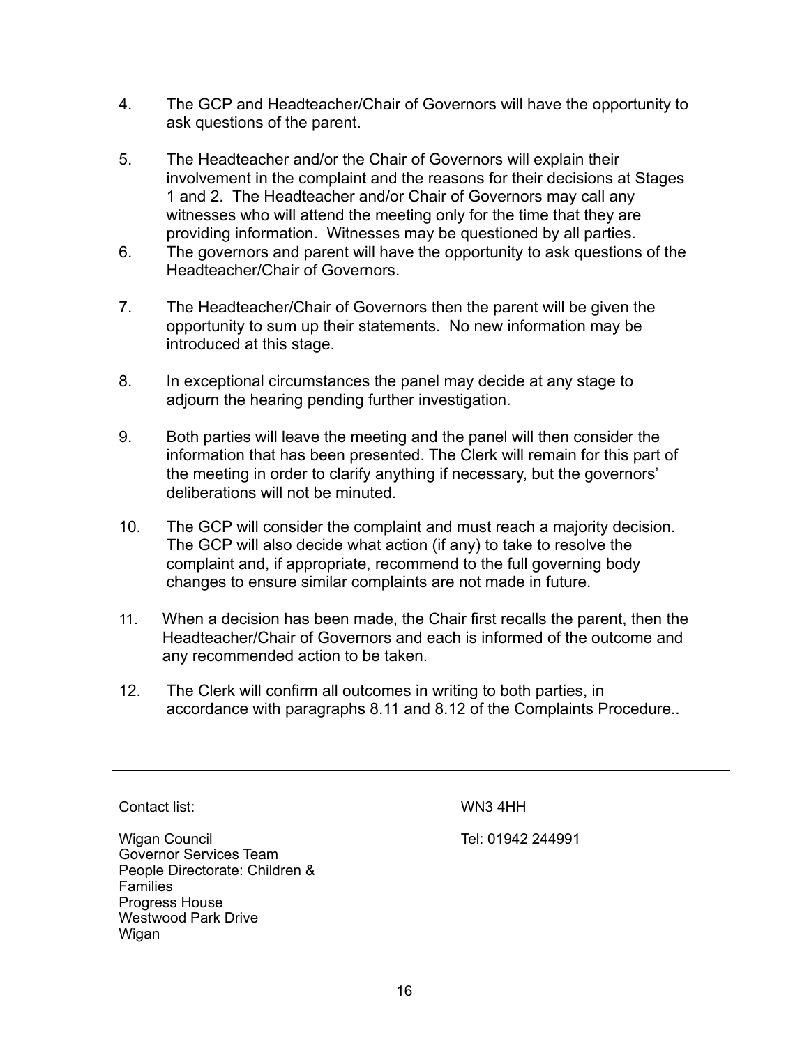4. The GCP and Headteacher/Chair of Governors will have the opportunity to ask questions of the parent.

5. The Headteacher and/or the Chair of Governors will explain their involvement in the complaint and the reasons for their decisions at Stages 1 and 2. The Headteacher and/or Chair of Governors may call any witnesses who will attend the meeting only for the time that they are providing information. Witnesses may be questioned by all parties.

6. The governors and parent will have the opportunity to ask questions of the Headteacher/Chair of Governors.

7. The Headteacher/Chair of Governors then the parent will be given the opportunity to sum up their statements. No new information may be introduced at this stage.

8. In exceptional circumstances the panel may decide at any stage to adjourn the hearing pending further investigation.

9. Both parties will leave the meeting and the panel will then consider the information that has been presented. The Clerk will remain for this part of the meeting in order to clarify anything if necessary, but the governors' deliberations will not be minuted.

10. The GCP will consider the complaint and must reach a majority decision. The GCP will also decide what action (if any) to take to resolve the complaint and, if appropriate, recommend to the full governing body changes to ensure similar complaints are not made in future.

11. When a decision has been made, the Chair first recalls the parent, then the Headteacher/Chair of Governors and each is informed of the outcome and any recommended action to be taken.

12. The Clerk will confirm all outcomes in writing to both parties, in accordance with paragraphs 8.11 and 8.12 of the Complaints Procedure..

---

Contact list:

Wigan Council
Governor Services Team
People Directorate: Children & Families
Progress House
Westwood Park Drive
Wigan
WN3 4HH

Tel: 01942 244991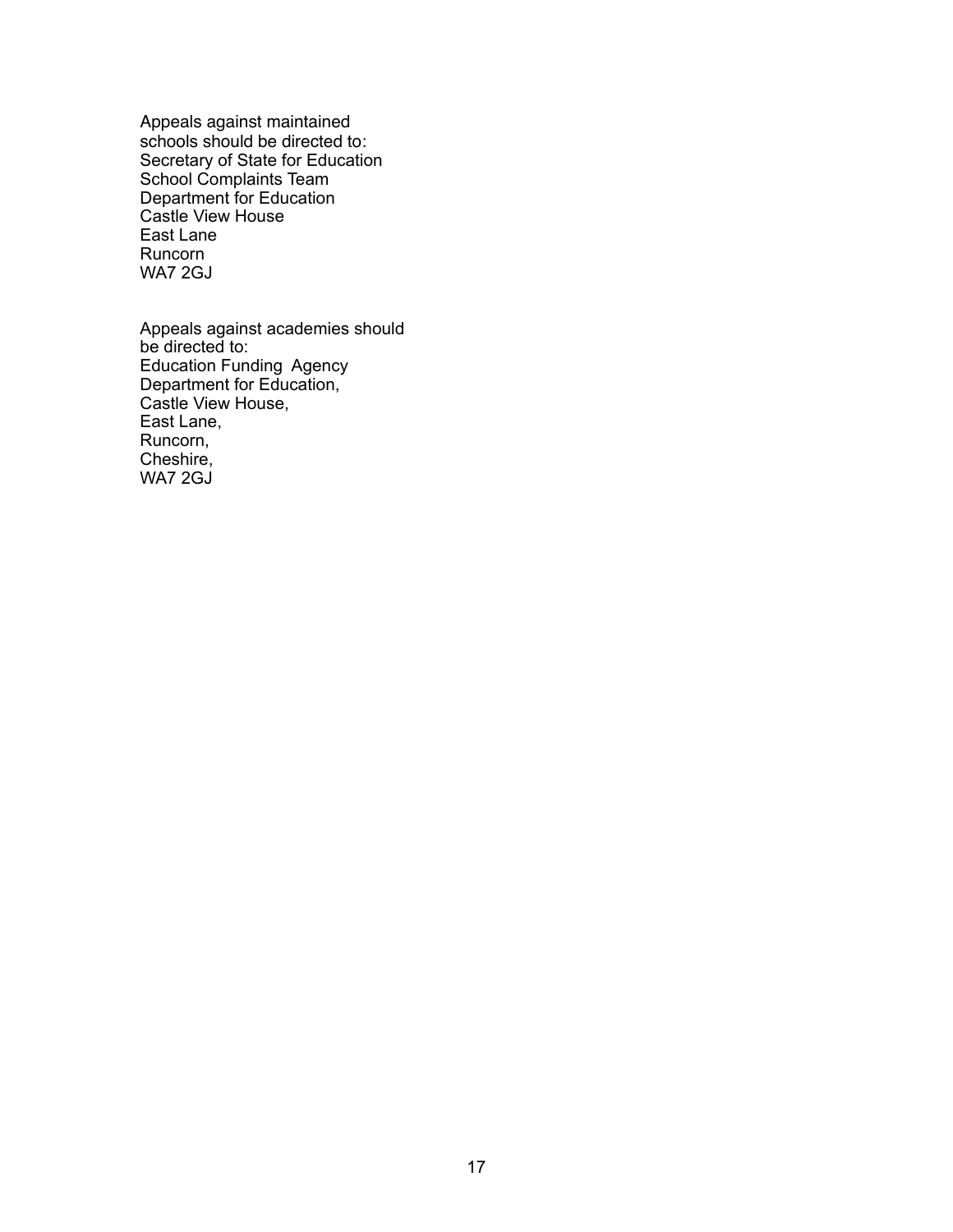Appeals against maintained schools should be directed to:
Secretary of State for Education
School Complaints Team
Department for Education
Castle View House
East Lane
Runcorn
WA7 2GJ

Appeals against academies should be directed to:
Education Funding Agency
Department for Education,
Castle View House,
East Lane,
Runcorn,
Cheshire,
WA7 2GJ